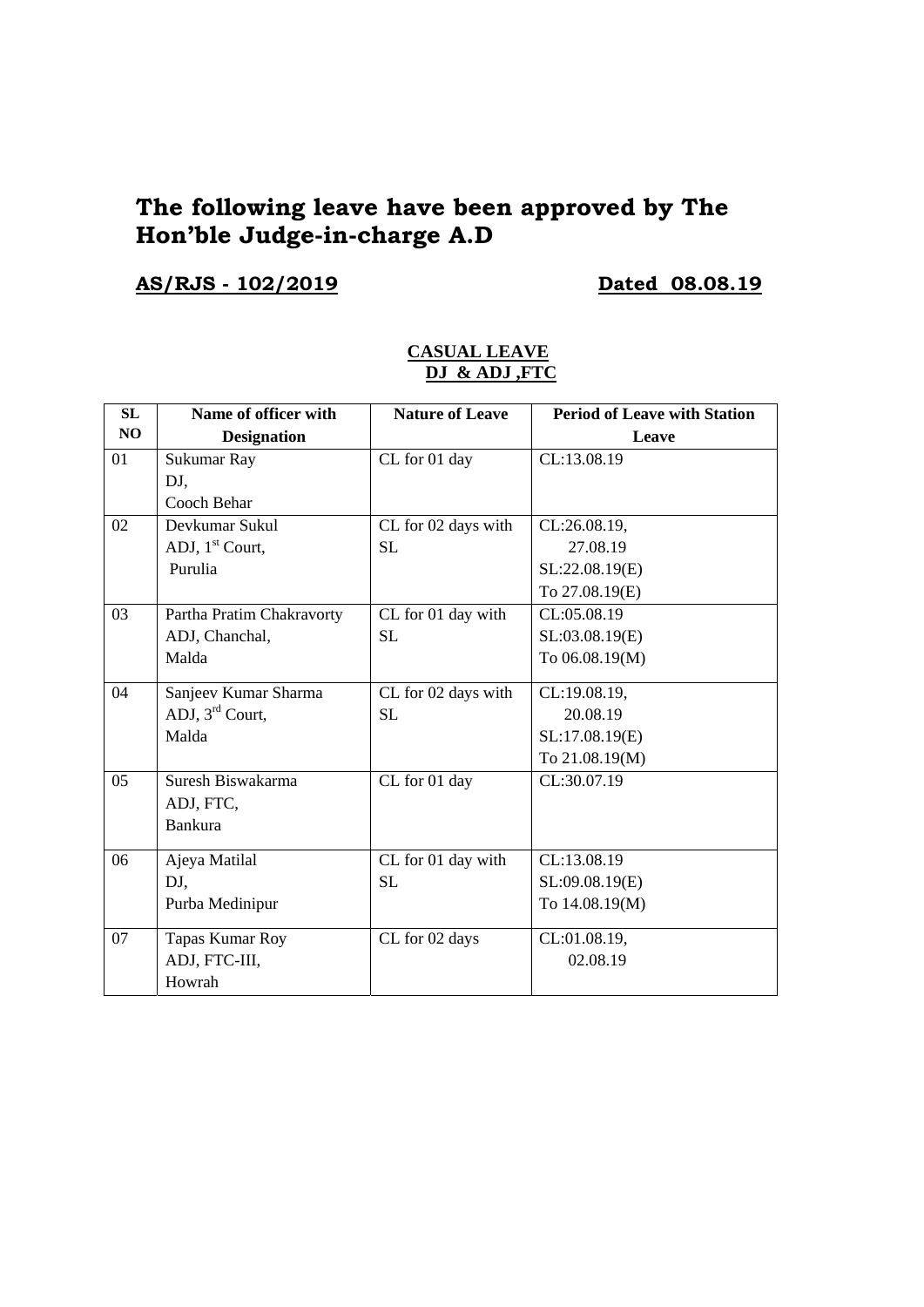# The following leave have been approved by The Hon'ble Judge-in-charge A.D

## AS/RJS - 102/2019 Dated 08.08.19

**CASUAL LEAVE**
**DJ & ADJ ,FTC**

| SL NO | Name of officer with Designation | Nature of Leave | Period of Leave with Station Leave |
|---|---|---|---|
| 01 | Sukumar Ray<br>DJ,<br>Cooch Behar | CL for 01 day | CL:13.08.19 |
| 02 | Devkumar Sukul<br>ADJ, 1st Court,<br>Purulia | CL for 02 days with SL | CL:26.08.19,<br>27.08.19<br>SL:22.08.19(E)<br>To 27.08.19(E) |
| 03 | Partha Pratim Chakravorty<br>ADJ, Chanchal,<br>Malda | CL for 01 day with SL | CL:05.08.19<br>SL:03.08.19(E)<br>To 06.08.19(M) |
| 04 | Sanjeev Kumar Sharma<br>ADJ, 3rd Court,<br>Malda | CL for 02 days with SL | CL:19.08.19,<br>20.08.19<br>SL:17.08.19(E)<br>To 21.08.19(M) |
| 05 | Suresh Biswakarma<br>ADJ, FTC,<br>Bankura | CL for 01 day | CL:30.07.19 |
| 06 | Ajeya Matilal<br>DJ,<br>Purba Medinipur | CL for 01 day with SL | CL:13.08.19<br>SL:09.08.19(E)<br>To 14.08.19(M) |
| 07 | Tapas Kumar Roy<br>ADJ, FTC-III,<br>Howrah | CL for 02 days | CL:01.08.19,<br>02.08.19 |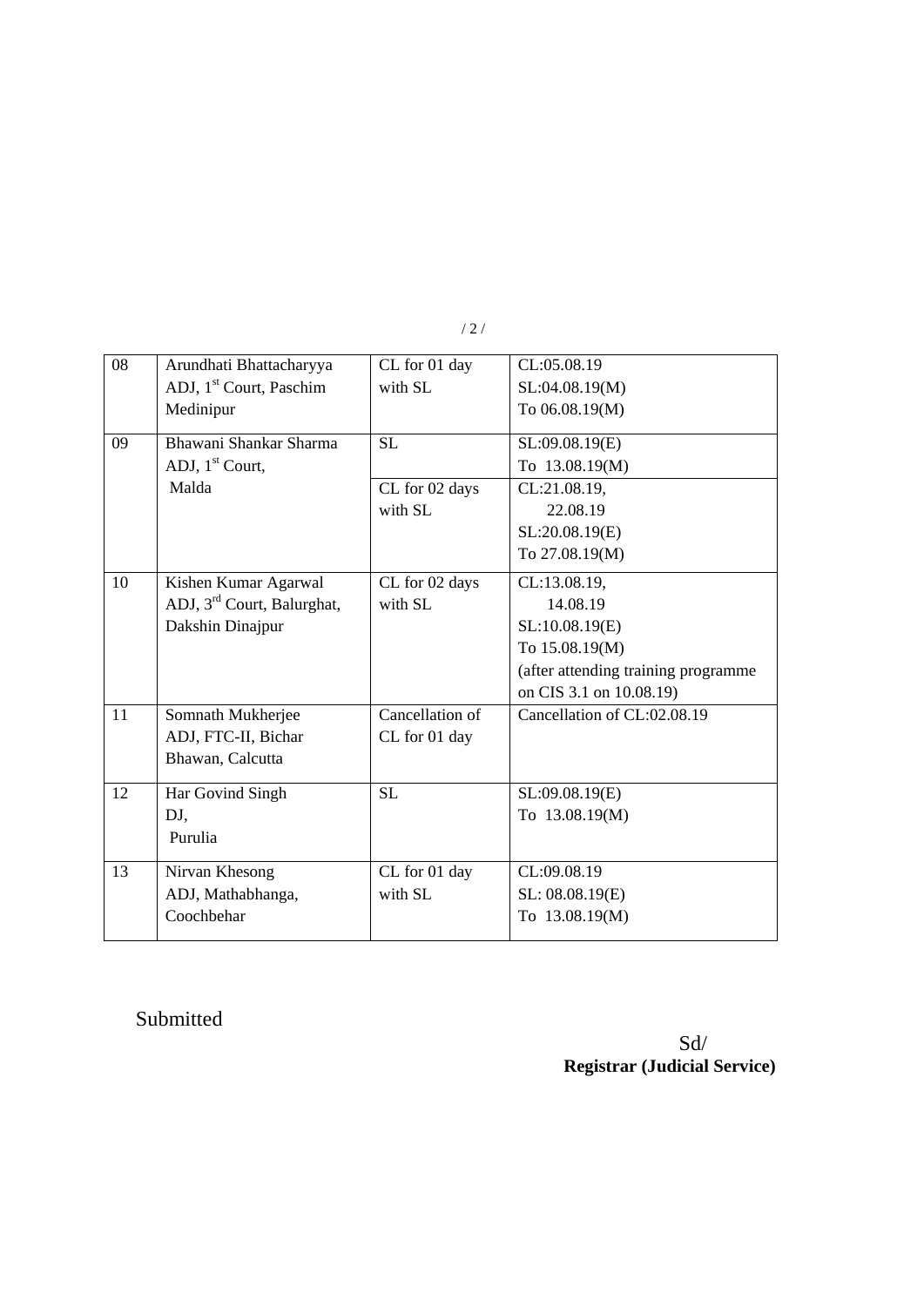| 08 | Arundhati Bhattacharyya<br>ADJ, 1st Court, Paschim Medinipur | CL for 01 day with SL | CL:05.08.19<br>SL:04.08.19(M)<br>To 06.08.19(M) |
|---|---|---|---|
| 09 | Bhawani Shankar Sharma<br>ADJ, 1st Court,<br>Malda | SL | SL:09.08.19(E)<br>To 13.08.19(M) |
| | | CL for 02 days with SL | CL:21.08.19,<br>22.08.19<br>SL:20.08.19(E)<br>To 27.08.19(M) |
| 10 | Kishen Kumar Agarwal<br>ADJ, 3rd Court, Balurghat, Dakshin Dinajpur | CL for 02 days with SL | CL:13.08.19,<br>14.08.19<br>SL:10.08.19(E)<br>To 15.08.19(M)<br>(after attending training programme on CIS 3.1 on 10.08.19) |
| 11 | Somnath Mukherjee<br>ADJ, FTC-II, Bichar Bhawan, Calcutta | Cancellation of CL for 01 day | Cancellation of CL:02.08.19 |
| 12 | Har Govind Singh<br>DJ,<br>Purulia | SL | SL:09.08.19(E)<br>To 13.08.19(M) |
| 13 | Nirvan Khesong<br>ADJ, Mathabhanga, Coochbehar | CL for 01 day with SL | CL:09.08.19<br>SL: 08.08.19(E)<br>To 13.08.19(M) |

Submitted

Sd/
**Registrar (Judicial Service)**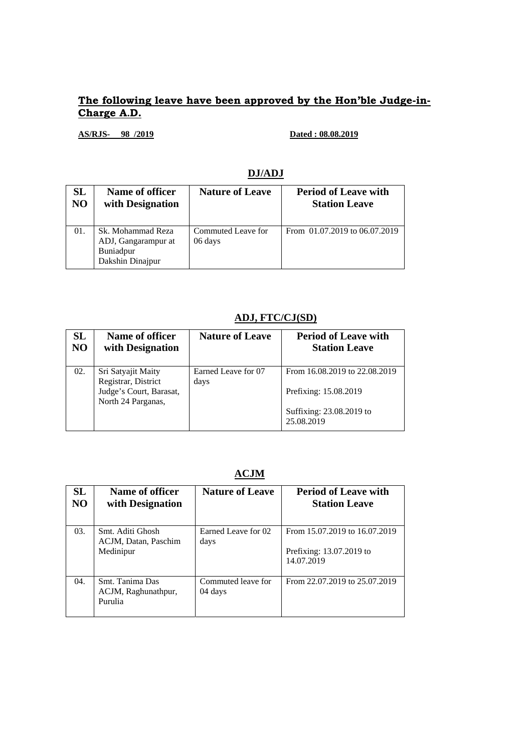**The following leave have been approved by the Hon'ble Judge-in-Charge A.D.**

**AS/RJS- 98 /2019** **Dated : 08.08.2019**

## DJ/ADJ

| SL NO | Name of officer with Designation | Nature of Leave | Period of Leave with Station Leave |
|---|---|---|---|
| 01. | Sk. Mohammad Reza ADJ, Gangarampur at Buniadpur Dakshin Dinajpur | Commuted Leave for 06 days | From 01.07.2019 to 06.07.2019 |

## ADJ, FTC/CJ(SD)

| SL NO | Name of officer with Designation | Nature of Leave | Period of Leave with Station Leave |
|---|---|---|---|
| 02. | Sri Satyajit Maity Registrar, District Judge's Court, Barasat, North 24 Parganas, | Earned Leave for 07 days | From 16.08.2019 to 22.08.2019<br><br>Prefixing: 15.08.2019<br><br>Suffixing: 23.08.2019 to 25.08.2019 |

## ACJM

| SL NO | Name of officer with Designation | Nature of Leave | Period of Leave with Station Leave |
|---|---|---|---|
| 03. | Smt. Aditi Ghosh ACJM, Datan, Paschim Medinipur | Earned Leave for 02 days | From 15.07.2019 to 16.07.2019<br><br>Prefixing: 13.07.2019 to 14.07.2019 |
| 04. | Smt. Tanima Das ACJM, Raghunathpur, Purulia | Commuted leave for 04 days | From 22.07.2019 to 25.07.2019 |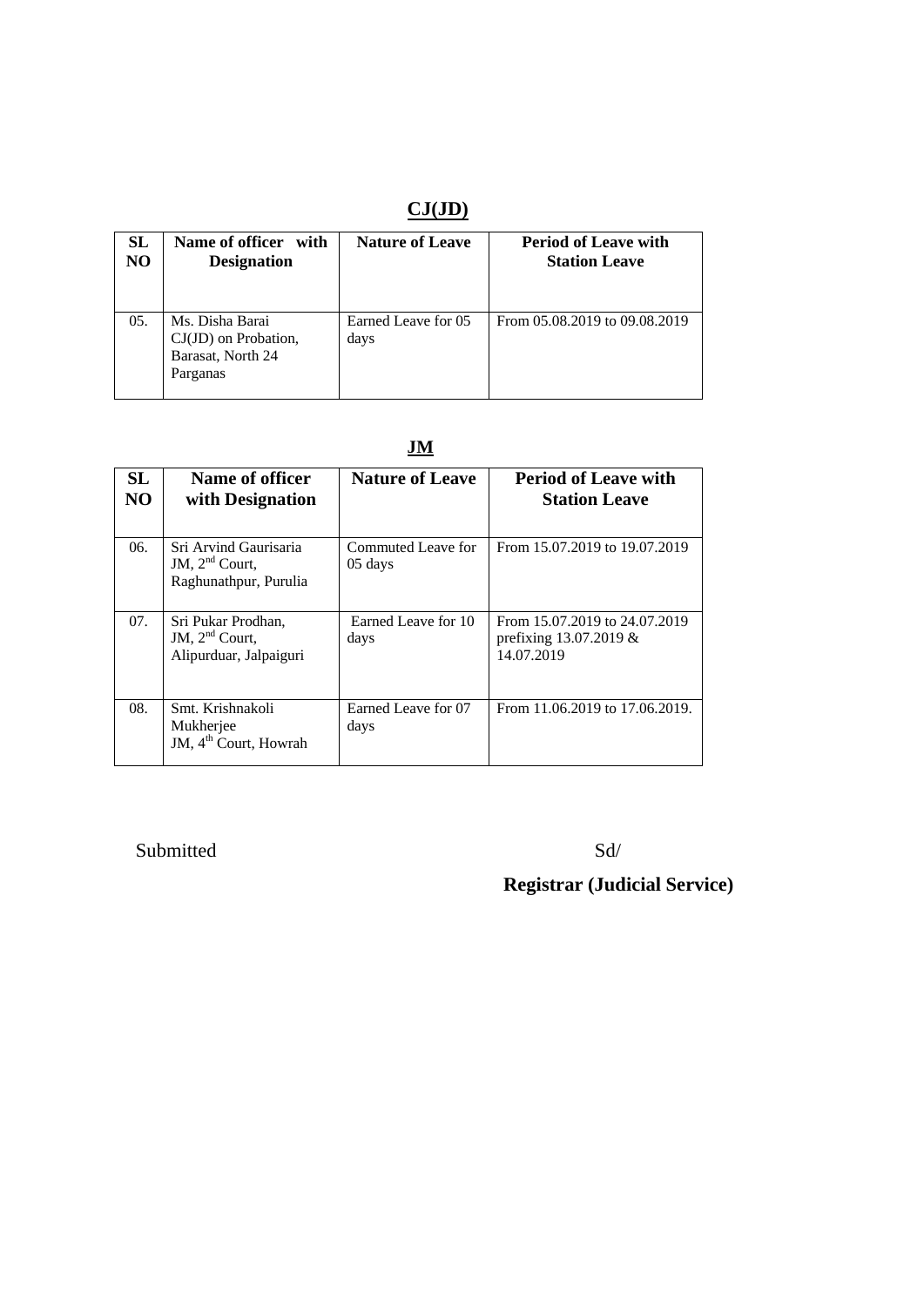## CJ(JD)

| SL NO | Name of officer with Designation | Nature of Leave | Period of Leave with Station Leave |
|---|---|---|---|
| 05. | Ms. Disha Barai CJ(JD) on Probation, Barasat, North 24 Parganas | Earned Leave for 05 days | From 05.08.2019 to 09.08.2019 |

## JM

| SL NO | Name of officer with Designation | Nature of Leave | Period of Leave with Station Leave |
|---|---|---|---|
| 06. | Sri Arvind Gaurisaria JM, 2nd Court, Raghunathpur, Purulia | Commuted Leave for 05 days | From 15.07.2019 to 19.07.2019 |
| 07. | Sri Pukar Prodhan, JM, 2nd Court, Alipurduar, Jalpaiguri | Earned Leave for 10 days | From 15.07.2019 to 24.07.2019 prefixing 13.07.2019 & 14.07.2019 |
| 08. | Smt. Krishnakoli Mukherjee JM, 4th Court, Howrah | Earned Leave for 07 days | From 11.06.2019 to 17.06.2019. |

Submitted

Sd/

**Registrar (Judicial Service)**